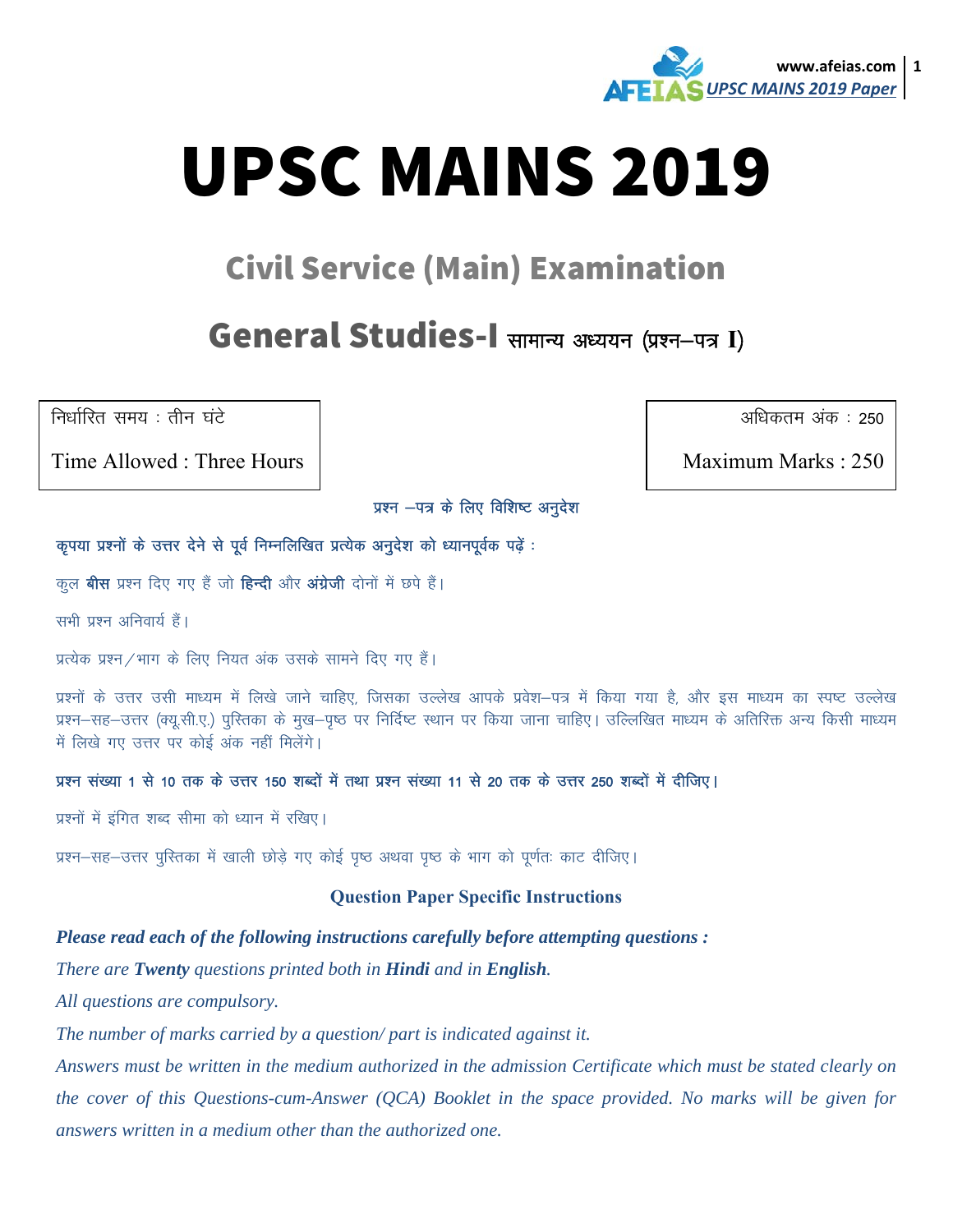# UPSC MAINS 2019

## Civil Service (Main) Examination

## General Studies-I सामान्य अध्ययन (प्रश्न–पत्र I)

| निर्धारित समय : तीन घंटे | अधिकतम अंक : 250 |
| --- | --- |
| Time Allowed : Three Hours | Maximum Marks : 250 |

**प्रश्न –पत्र के लिए विशिष्ट अनुदेश**

**कृपया प्रश्नों के उत्तर देने से पूर्व निम्नलिखित प्रत्येक अनुदेश को ध्यानपूर्वक पढ़ें :**

कुल **बीस** प्रश्न दिए गए हैं जो **हिन्दी** और **अंग्रेजी** दोनों में छपे हैं।

सभी प्रश्न अनिवार्य हैं।

प्रत्येक प्रश्न/भाग के लिए नियत अंक उसके सामने दिए गए हैं।

प्रश्नों के उत्तर उसी माध्यम में लिखे जाने चाहिए, जिसका उल्लेख आपके प्रवेश–पत्र में किया गया है, और इस माध्यम का स्पष्ट उल्लेख प्रश्न–सह–उत्तर (क्यू.सी.ए.) पुस्तिका के मुख–पृष्ठ पर निर्दिष्ट स्थान पर किया जाना चाहिए। उल्लिखित माध्यम के अतिरिक्त अन्य किसी माध्यम में लिखे गए उत्तर पर कोई अंक नहीं मिलेंगे।

**प्रश्न संख्या 1 से 10 तक के उत्तर 150 शब्दों में तथा प्रश्न संख्या 11 से 20 तक के उत्तर 250 शब्दों में दीजिए।**

प्रश्नों में इंगित शब्द सीमा को ध्यान में रखिए।

प्रश्न–सह–उत्तर पुस्तिका में खाली छोड़े गए कोई पृष्ठ अथवा पृष्ठ के भाग को पूर्णतः काट दीजिए।

**Question Paper Specific Instructions**

***Please read each of the following instructions carefully before attempting questions :***

*There are **Twenty** questions printed both in **Hindi** and in **English**.*

*All questions are compulsory.*

*The number of marks carried by a question/ part is indicated against it.*

*Answers must be written in the medium authorized in the admission Certificate which must be stated clearly on the cover of this Questions-cum-Answer (QCA) Booklet in the space provided. No marks will be given for answers written in a medium other than the authorized one.*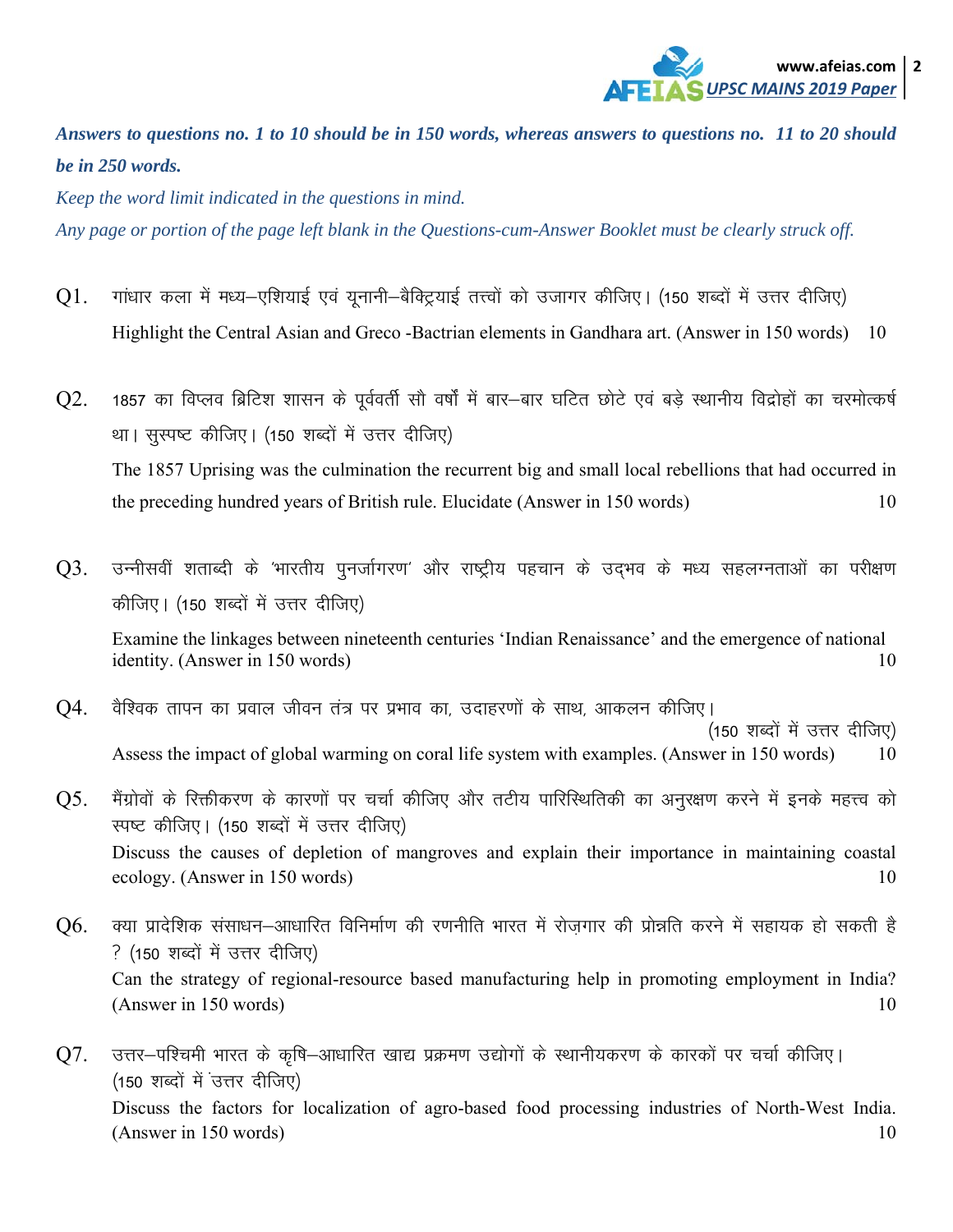*Answers to questions no. 1 to 10 should be in 150 words, whereas answers to questions no. 11 to 20 should be in 250 words.*

*Keep the word limit indicated in the questions in mind.*

*Any page or portion of the page left blank in the Questions-cum-Answer Booklet must be clearly struck off.*

Q1. गांधार कला में मध्य–एशियाई एवं यूनानी–बैक्ट्रियाई तत्त्वों को उजागर कीजिए। (150 शब्दों में उत्तर दीजिए)

Highlight the Central Asian and Greco -Bactrian elements in Gandhara art. (Answer in 150 words) 10

Q2. 1857 का विप्लव ब्रिटिश शासन के पूर्ववर्ती सौ वर्षों में बार–बार घटित छोटे एवं बड़े स्थानीय विद्रोहों का चरमोत्कर्ष था। सुस्पष्ट कीजिए। (150 शब्दों में उत्तर दीजिए)

The 1857 Uprising was the culmination the recurrent big and small local rebellions that had occurred in the preceding hundred years of British rule. Elucidate (Answer in 150 words) 10

Q3. उन्नीसवीं शताब्दी के 'भारतीय पुनर्जागरण' और राष्ट्रीय पहचान के उद्‌भव के मध्य सहलग्नताओं का परीक्षण कीजिए। (150 शब्दों में उत्तर दीजिए)

Examine the linkages between nineteenth centuries 'Indian Renaissance' and the emergence of national identity. (Answer in 150 words) 10

Q4. वैश्विक तापन का प्रवाल जीवन तंत्र पर प्रभाव का, उदाहरणों के साथ, आकलन कीजिए। (150 शब्दों में उत्तर दीजिए)

Assess the impact of global warming on coral life system with examples. (Answer in 150 words) 10

Q5. मैंग्रोवों के रिक्तीकरण के कारणों पर चर्चा कीजिए और तटीय पारिस्थितिकी का अनुरक्षण करने में इनके महत्त्व को स्पष्ट कीजिए। (150 शब्दों में उत्तर दीजिए)

Discuss the causes of depletion of mangroves and explain their importance in maintaining coastal ecology. (Answer in 150 words) 10

Q6. क्या प्रादेशिक संसाधन–आधारित विनिर्माण की रणनीति भारत में रोज़गार की प्रोन्नति करने में सहायक हो सकती है ? (150 शब्दों में उत्तर दीजिए)

Can the strategy of regional-resource based manufacturing help in promoting employment in India? (Answer in 150 words) 10

Q7. उत्तर–पश्चिमी भारत के कृषि–आधारित खाद्य प्रक्रमण उद्योगों के स्थानीयकरण के कारकों पर चर्चा कीजिए। (150 शब्दों में उत्तर दीजिए)

Discuss the factors for localization of agro-based food processing industries of North-West India. (Answer in 150 words) 10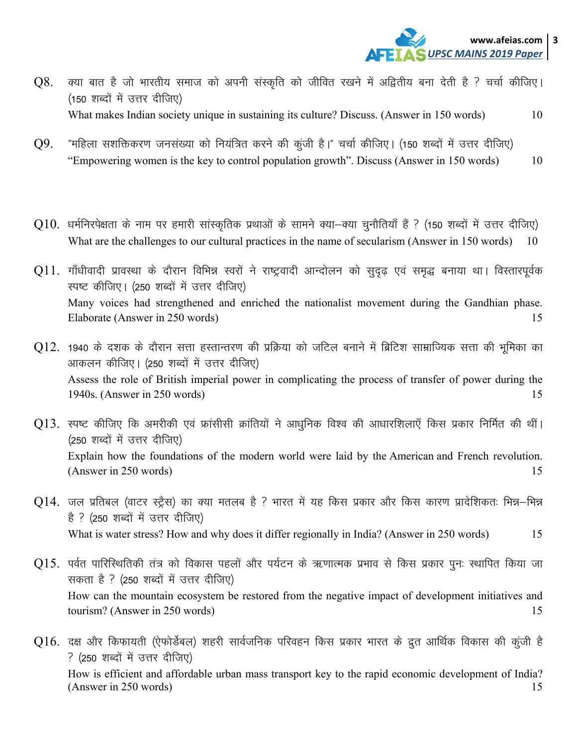Q8. क्या बात है जो भारतीय समाज को अपनी संस्कृति को जीवित रखने में अद्वितीय बना देती है ? चर्चा कीजिए। (150 शब्दों में उत्तर दीजिए)
What makes Indian society unique in sustaining its culture? Discuss. (Answer in 150 words) 10

Q9. "महिला सशक्तिकरण जनसंख्या को नियंत्रित करने की कुंजी है।" चर्चा कीजिए। (150 शब्दों में उत्तर दीजिए)
"Empowering women is the key to control population growth". Discuss (Answer in 150 words) 10

Q10. धर्मनिरपेक्षता के नाम पर हमारी सांस्कृतिक प्रथाओं के सामने क्या–क्या चुनौतियाँ हैं ? (150 शब्दों में उत्तर दीजिए)
What are the challenges to our cultural practices in the name of secularism (Answer in 150 words) 10

Q11. गाँधीवादी प्रावस्था के दौरान विभिन्न स्वरों ने राष्ट्रवादी आन्दोलन को सुदृढ़ एवं समृद्ध बनाया था। विस्तारपूर्वक स्पष्ट कीजिए। (250 शब्दों में उत्तर दीजिए)
Many voices had strengthened and enriched the nationalist movement during the Gandhian phase. Elaborate (Answer in 250 words) 15

Q12. 1940 के दशक के दौरान सत्ता हस्तान्तरण की प्रक्रिया को जटिल बनाने में ब्रिटिश साम्राज्यिक सत्ता की भूमिका का आकलन कीजिए। (250 शब्दों में उत्तर दीजिए)
Assess the role of British imperial power in complicating the process of transfer of power during the 1940s. (Answer in 250 words) 15

Q13. स्पष्ट कीजिए कि अमरीकी एवं फ्रांसीसी क्रांतियों ने आधुनिक विश्व की आधारशिलाएँ किस प्रकार निर्मित की थीं। (250 शब्दों में उत्तर दीजिए)
Explain how the foundations of the modern world were laid by the American and French revolution. (Answer in 250 words) 15

Q14. जल प्रतिबल (वाटर स्ट्रैस) का क्या मतलब है ? भारत में यह किस प्रकार और किस कारण प्रादेशिकतः भिन्न–भिन्न है ? (250 शब्दों में उत्तर दीजिए)
What is water stress? How and why does it differ regionally in India? (Answer in 250 words) 15

Q15. पर्वत पारिस्थितिकी तंत्र को विकास पहलों और पर्यटन के ऋणात्मक प्रभाव से किस प्रकार पुनः स्थापित किया जा सकता है ? (250 शब्दों में उत्तर दीजिए)
How can the mountain ecosystem be restored from the negative impact of development initiatives and tourism? (Answer in 250 words) 15

Q16. दक्ष और किफायती (ऐफोर्डेबल) शहरी सार्वजनिक परिवहन किस प्रकार भारत के द्रुत आर्थिक विकास की कुंजी है ? (250 शब्दों में उत्तर दीजिए)
How is efficient and affordable urban mass transport key to the rapid economic development of India? (Answer in 250 words) 15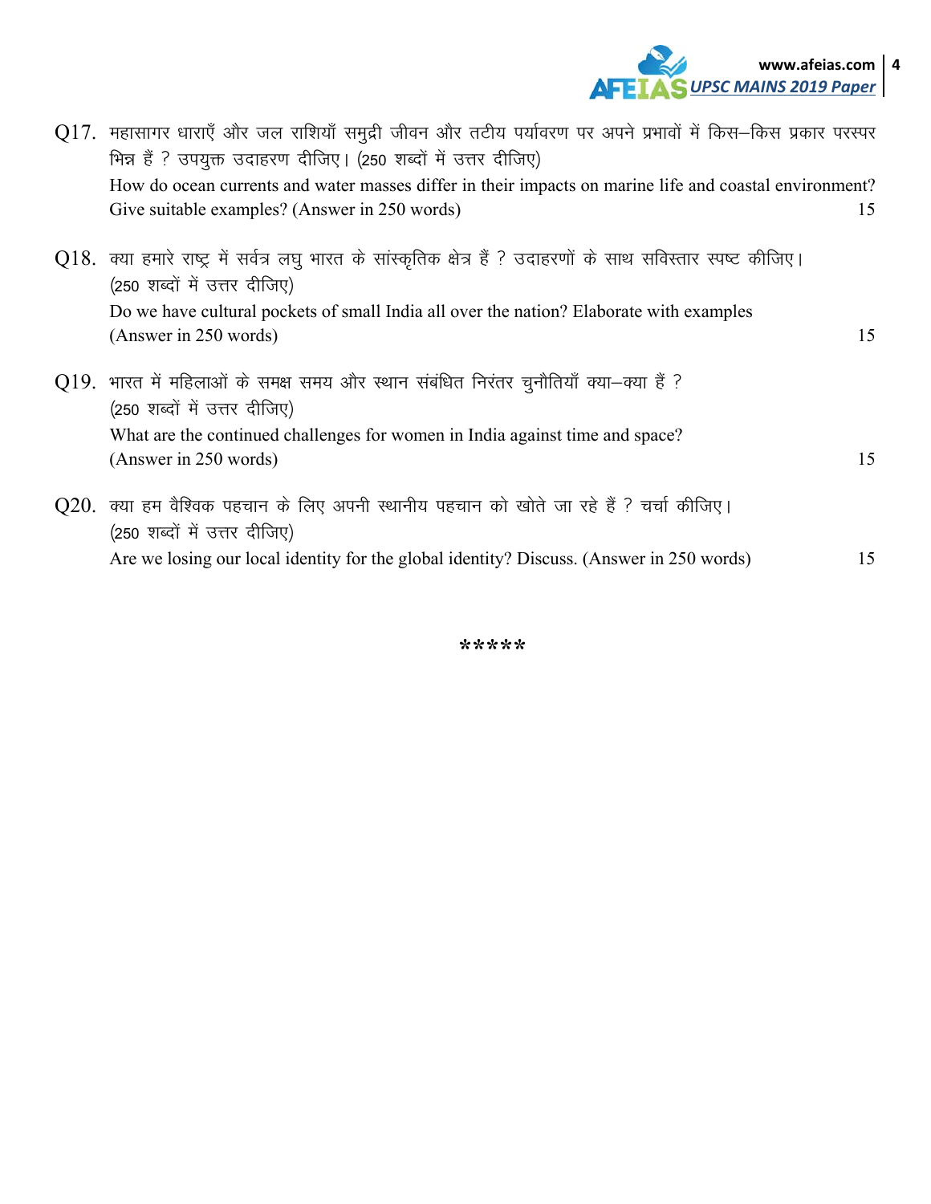Q17. महासागर धाराएँ और जल राशियाँ समुद्री जीवन और तटीय पर्यावरण पर अपने प्रभावों में किस–किस प्रकार परस्पर भिन्न हैं ? उपयुक्त उदाहरण दीजिए। (250 शब्दों में उत्तर दीजिए)

How do ocean currents and water masses differ in their impacts on marine life and coastal environment? Give suitable examples? (Answer in 250 words) 15

Q18. क्या हमारे राष्ट्र में सर्वत्र लघु भारत के सांस्कृतिक क्षेत्र हैं ? उदाहरणों के साथ सविस्तार स्पष्ट कीजिए। (250 शब्दों में उत्तर दीजिए)

Do we have cultural pockets of small India all over the nation? Elaborate with examples (Answer in 250 words) 15

Q19. भारत में महिलाओं के समक्ष समय और स्थान संबंधित निरंतर चुनौतियाँ क्या–क्या हैं ? (250 शब्दों में उत्तर दीजिए)

What are the continued challenges for women in India against time and space? (Answer in 250 words) 15

Q20. क्या हम वैश्विक पहचान के लिए अपनी स्थानीय पहचान को खोते जा रहे हैं ? चर्चा कीजिए। (250 शब्दों में उत्तर दीजिए)

Are we losing our local identity for the global identity? Discuss. (Answer in 250 words) 15

*****